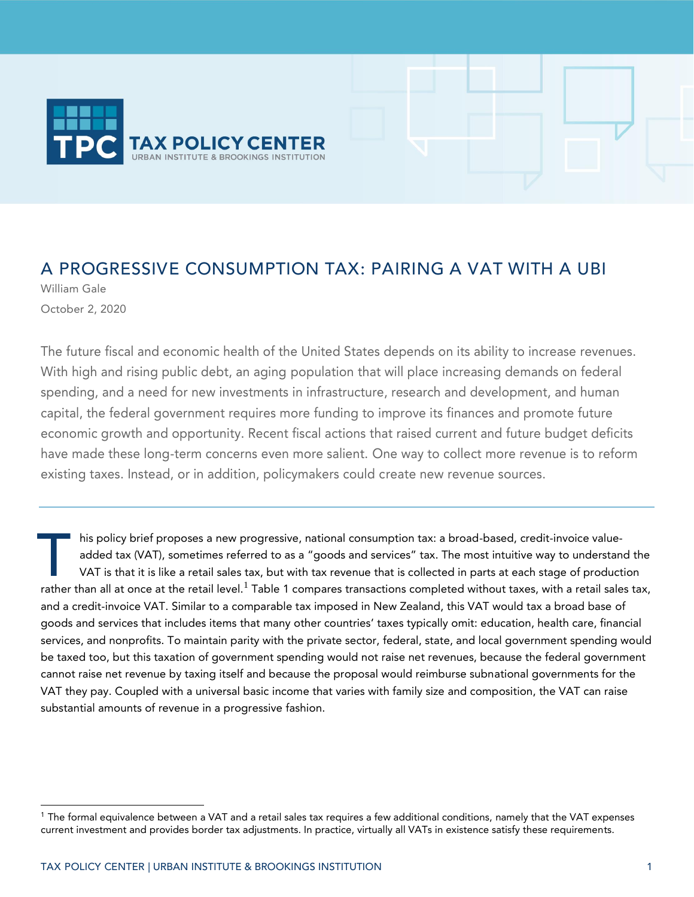TAX POLICY CENTER
URBAN INSTITUTE & BROOKINGS INSTITUTION

# A PROGRESSIVE CONSUMPTION TAX: PAIRING A VAT WITH A UBI

William Gale

October 2, 2020

The future fiscal and economic health of the United States depends on its ability to increase revenues. With high and rising public debt, an aging population that will place increasing demands on federal spending, and a need for new investments in infrastructure, research and development, and human capital, the federal government requires more funding to improve its finances and promote future economic growth and opportunity. Recent fiscal actions that raised current and future budget deficits have made these long-term concerns even more salient. One way to collect more revenue is to reform existing taxes. Instead, or in addition, policymakers could create new revenue sources.

---

This policy brief proposes a new progressive, national consumption tax: a broad-based, credit-invoice value-added tax (VAT), sometimes referred to as a "goods and services" tax. The most intuitive way to understand the VAT is that it is like a retail sales tax, but with tax revenue that is collected in parts at each stage of production rather than all at once at the retail level.[1] Table 1 compares transactions completed without taxes, with a retail sales tax, and a credit-invoice VAT. Similar to a comparable tax imposed in New Zealand, this VAT would tax a broad base of goods and services that includes items that many other countries' taxes typically omit: education, health care, financial services, and nonprofits. To maintain parity with the private sector, federal, state, and local government spending would be taxed too, but this taxation of government spending would not raise net revenues, because the federal government cannot raise net revenue by taxing itself and because the proposal would reimburse subnational governments for the VAT they pay. Coupled with a universal basic income that varies with family size and composition, the VAT can raise substantial amounts of revenue in a progressive fashion.

[1] The formal equivalence between a VAT and a retail sales tax requires a few additional conditions, namely that the VAT expenses current investment and provides border tax adjustments. In practice, virtually all VATs in existence satisfy these requirements.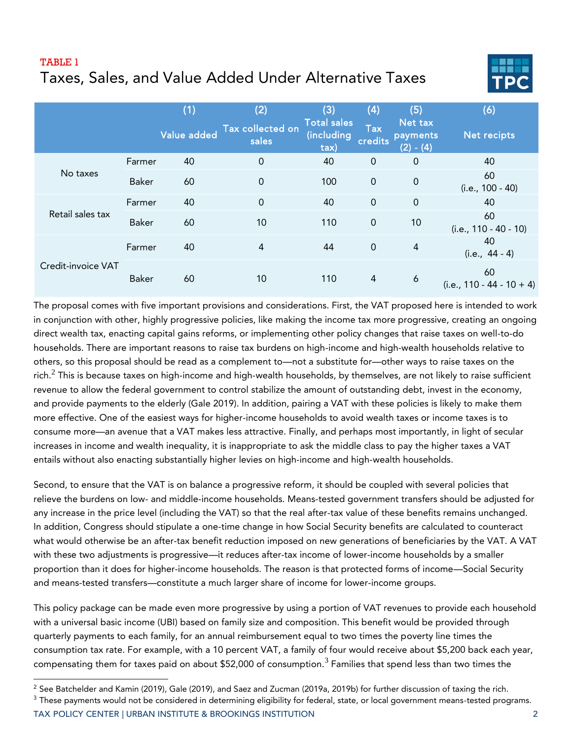TABLE 1

## Taxes, Sales, and Value Added Under Alternative Taxes

| | | (1) Value added | (2) Tax collected on sales | (3) Total sales (including tax) | (4) Tax credits | (5) Net tax payments (2) - (4) | (6) Net recipts |
|---|---|---|---|---|---|---|---|
| No taxes | Farmer | 40 | 0 | 40 | 0 | 0 | 40 |
| | Baker | 60 | 0 | 100 | 0 | 0 | 60 (i.e., 100 - 40) |
| Retail sales tax | Farmer | 40 | 0 | 40 | 0 | 0 | 40 |
| | Baker | 60 | 10 | 110 | 0 | 10 | 60 (i.e., 110 - 40 - 10) |
| Credit-invoice VAT | Farmer | 40 | 4 | 44 | 0 | 4 | 40 (i.e., 44 - 4) |
| | Baker | 60 | 10 | 110 | 4 | 6 | 60 (i.e., 110 - 44 - 10 + 4) |

The proposal comes with five important provisions and considerations. First, the VAT proposed here is intended to work in conjunction with other, highly progressive policies, like making the income tax more progressive, creating an ongoing direct wealth tax, enacting capital gains reforms, or implementing other policy changes that raise taxes on well-to-do households. There are important reasons to raise tax burdens on high-income and high-wealth households relative to others, so this proposal should be read as a complement to—not a substitute for—other ways to raise taxes on the rich.[2] This is because taxes on high-income and high-wealth households, by themselves, are not likely to raise sufficient revenue to allow the federal government to control stabilize the amount of outstanding debt, invest in the economy, and provide payments to the elderly (Gale 2019). In addition, pairing a VAT with these policies is likely to make them more effective. One of the easiest ways for higher-income households to avoid wealth taxes or income taxes is to consume more—an avenue that a VAT makes less attractive. Finally, and perhaps most importantly, in light of secular increases in income and wealth inequality, it is inappropriate to ask the middle class to pay the higher taxes a VAT entails without also enacting substantially higher levies on high-income and high-wealth households.

Second, to ensure that the VAT is on balance a progressive reform, it should be coupled with several policies that relieve the burdens on low- and middle-income households. Means-tested government transfers should be adjusted for any increase in the price level (including the VAT) so that the real after-tax value of these benefits remains unchanged. In addition, Congress should stipulate a one-time change in how Social Security benefits are calculated to counteract what would otherwise be an after-tax benefit reduction imposed on new generations of beneficiaries by the VAT. A VAT with these two adjustments is progressive—it reduces after-tax income of lower-income households by a smaller proportion than it does for higher-income households. The reason is that protected forms of income—Social Security and means-tested transfers—constitute a much larger share of income for lower-income groups.

This policy package can be made even more progressive by using a portion of VAT revenues to provide each household with a universal basic income (UBI) based on family size and composition. This benefit would be provided through quarterly payments to each family, for an annual reimbursement equal to two times the poverty line times the consumption tax rate. For example, with a 10 percent VAT, a family of four would receive about $5,200 back each year, compensating them for taxes paid on about $52,000 of consumption.[3] Families that spend less than two times the

---

[2] See Batchelder and Kamin (2019), Gale (2019), and Saez and Zucman (2019a, 2019b) for further discussion of taxing the rich.

[3] These payments would not be considered in determining eligibility for federal, state, or local government means-tested programs.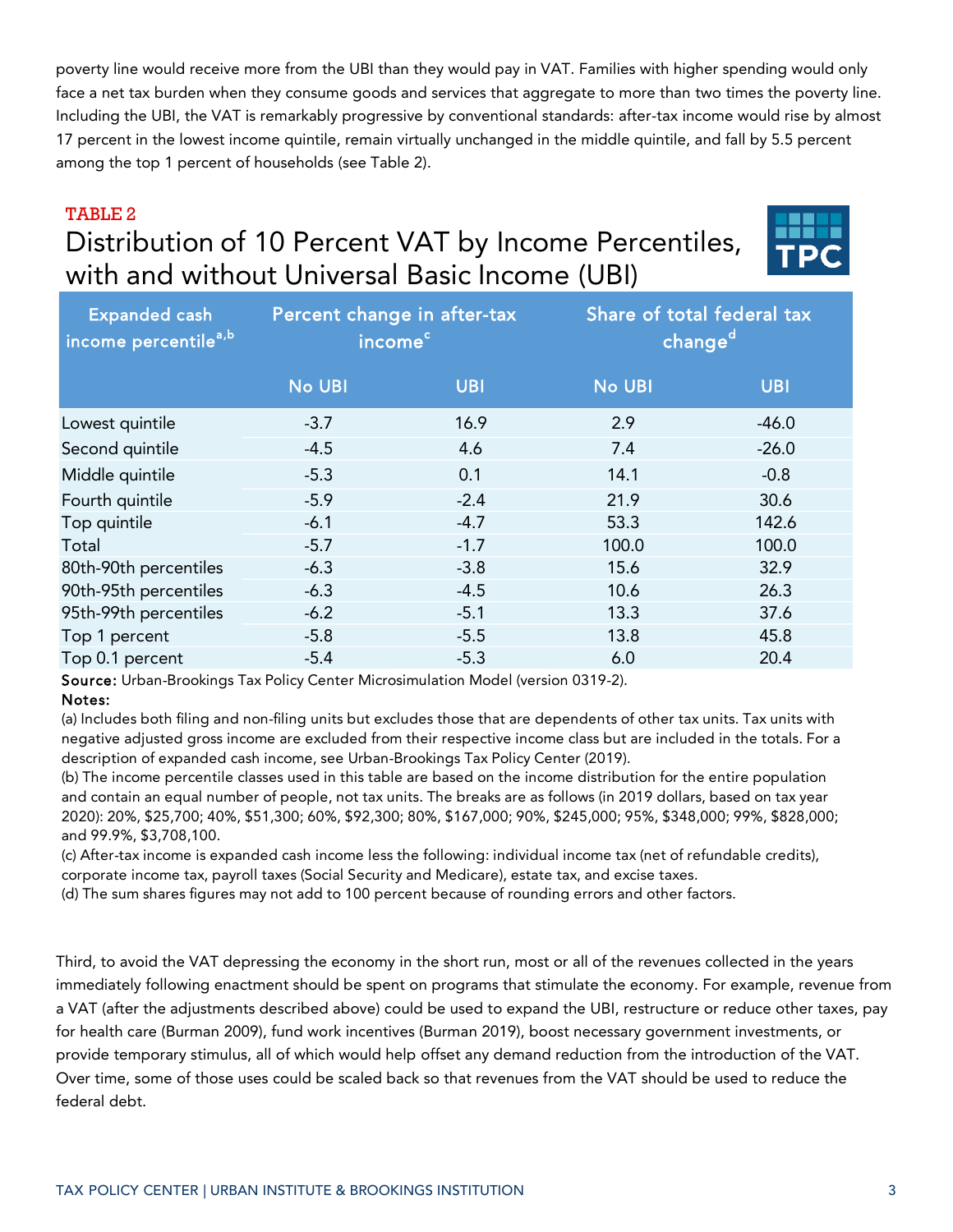poverty line would receive more from the UBI than they would pay in VAT. Families with higher spending would only face a net tax burden when they consume goods and services that aggregate to more than two times the poverty line. Including the UBI, the VAT is remarkably progressive by conventional standards: after-tax income would rise by almost 17 percent in the lowest income quintile, remain virtually unchanged in the middle quintile, and fall by 5.5 percent among the top 1 percent of households (see Table 2).

**TABLE 2**

## Distribution of 10 Percent VAT by Income Percentiles, with and without Universal Basic Income (UBI)

| Expanded cash income percentile[a,b] | Percent change in after-tax income[c] | | Share of total federal tax change[d] | |
|---|---|---|---|---|
| | No UBI | UBI | No UBI | UBI |
| Lowest quintile | -3.7 | 16.9 | 2.9 | -46.0 |
| Second quintile | -4.5 | 4.6 | 7.4 | -26.0 |
| Middle quintile | -5.3 | 0.1 | 14.1 | -0.8 |
| Fourth quintile | -5.9 | -2.4 | 21.9 | 30.6 |
| Top quintile | -6.1 | -4.7 | 53.3 | 142.6 |
| Total | -5.7 | -1.7 | 100.0 | 100.0 |
| 80th-90th percentiles | -6.3 | -3.8 | 15.6 | 32.9 |
| 90th-95th percentiles | -6.3 | -4.5 | 10.6 | 26.3 |
| 95th-99th percentiles | -6.2 | -5.1 | 13.3 | 37.6 |
| Top 1 percent | -5.8 | -5.5 | 13.8 | 45.8 |
| Top 0.1 percent | -5.4 | -5.3 | 6.0 | 20.4 |

**Source:** Urban-Brookings Tax Policy Center Microsimulation Model (version 0319-2).

**Notes:**

(a) Includes both filing and non-filing units but excludes those that are dependents of other tax units. Tax units with negative adjusted gross income are excluded from their respective income class but are included in the totals. For a description of expanded cash income, see Urban-Brookings Tax Policy Center (2019).

(b) The income percentile classes used in this table are based on the income distribution for the entire population and contain an equal number of people, not tax units. The breaks are as follows (in 2019 dollars, based on tax year 2020): 20%, $25,700; 40%, $51,300; 60%, $92,300; 80%, $167,000; 90%, $245,000; 95%, $348,000; 99%, $828,000; and 99.9%, $3,708,100.

(c) After-tax income is expanded cash income less the following: individual income tax (net of refundable credits), corporate income tax, payroll taxes (Social Security and Medicare), estate tax, and excise taxes.

(d) The sum shares figures may not add to 100 percent because of rounding errors and other factors.

Third, to avoid the VAT depressing the economy in the short run, most or all of the revenues collected in the years immediately following enactment should be spent on programs that stimulate the economy. For example, revenue from a VAT (after the adjustments described above) could be used to expand the UBI, restructure or reduce other taxes, pay for health care (Burman 2009), fund work incentives (Burman 2019), boost necessary government investments, or provide temporary stimulus, all of which would help offset any demand reduction from the introduction of the VAT. Over time, some of those uses could be scaled back so that revenues from the VAT should be used to reduce the federal debt.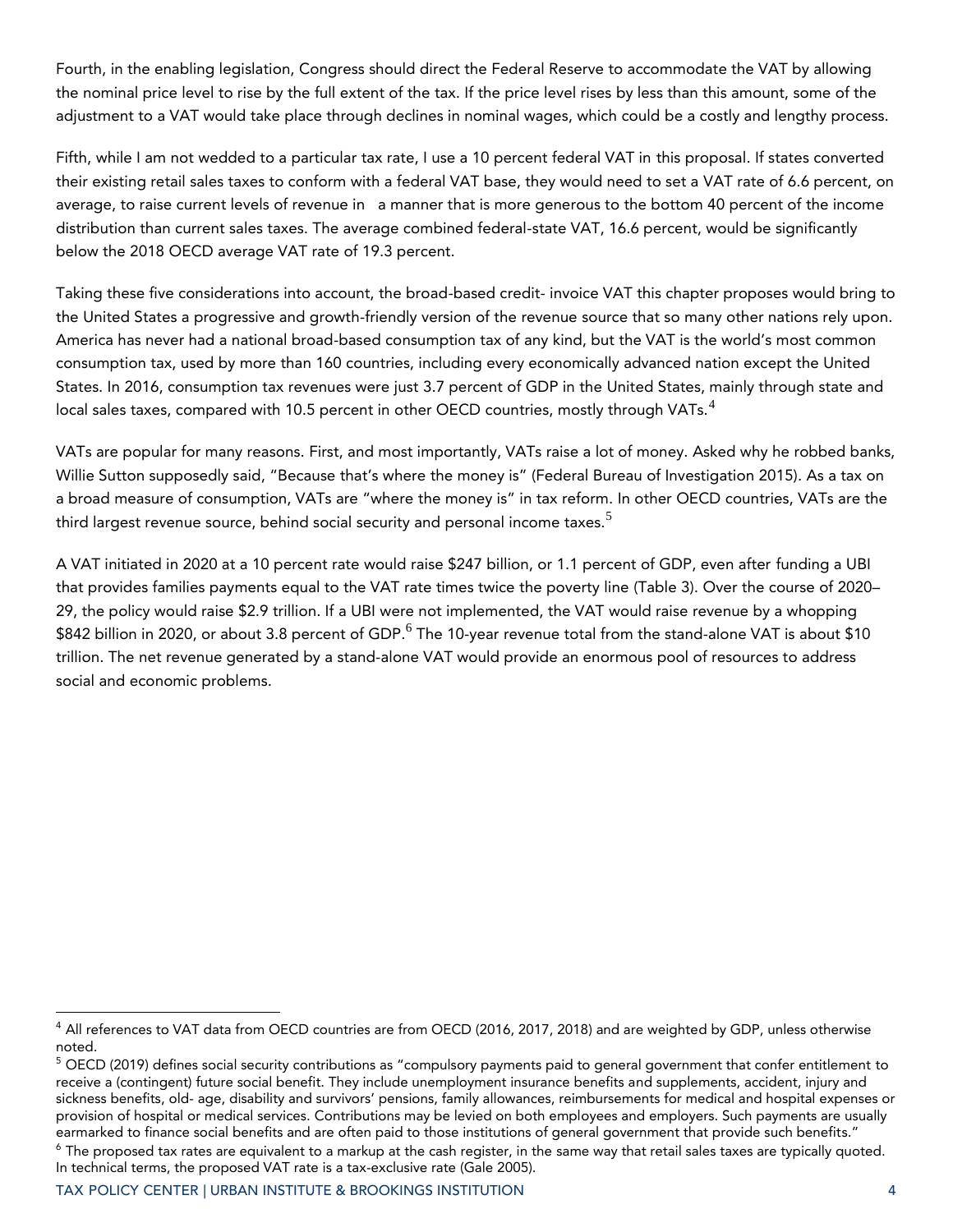Fourth, in the enabling legislation, Congress should direct the Federal Reserve to accommodate the VAT by allowing the nominal price level to rise by the full extent of the tax. If the price level rises by less than this amount, some of the adjustment to a VAT would take place through declines in nominal wages, which could be a costly and lengthy process.

Fifth, while I am not wedded to a particular tax rate, I use a 10 percent federal VAT in this proposal. If states converted their existing retail sales taxes to conform with a federal VAT base, they would need to set a VAT rate of 6.6 percent, on average, to raise current levels of revenue in a manner that is more generous to the bottom 40 percent of the income distribution than current sales taxes. The average combined federal-state VAT, 16.6 percent, would be significantly below the 2018 OECD average VAT rate of 19.3 percent.

Taking these five considerations into account, the broad-based credit- invoice VAT this chapter proposes would bring to the United States a progressive and growth-friendly version of the revenue source that so many other nations rely upon. America has never had a national broad-based consumption tax of any kind, but the VAT is the world's most common consumption tax, used by more than 160 countries, including every economically advanced nation except the United States. In 2016, consumption tax revenues were just 3.7 percent of GDP in the United States, mainly through state and local sales taxes, compared with 10.5 percent in other OECD countries, mostly through VATs.[4]

VATs are popular for many reasons. First, and most importantly, VATs raise a lot of money. Asked why he robbed banks, Willie Sutton supposedly said, "Because that's where the money is" (Federal Bureau of Investigation 2015). As a tax on a broad measure of consumption, VATs are "where the money is" in tax reform. In other OECD countries, VATs are the third largest revenue source, behind social security and personal income taxes.[5]

A VAT initiated in 2020 at a 10 percent rate would raise $247 billion, or 1.1 percent of GDP, even after funding a UBI that provides families payments equal to the VAT rate times twice the poverty line (Table 3). Over the course of 2020–29, the policy would raise $2.9 trillion. If a UBI were not implemented, the VAT would raise revenue by a whopping $842 billion in 2020, or about 3.8 percent of GDP.[6] The 10-year revenue total from the stand-alone VAT is about $10 trillion. The net revenue generated by a stand-alone VAT would provide an enormous pool of resources to address social and economic problems.

---

[4] All references to VAT data from OECD countries are from OECD (2016, 2017, 2018) and are weighted by GDP, unless otherwise noted.

[5] OECD (2019) defines social security contributions as "compulsory payments paid to general government that confer entitlement to receive a (contingent) future social benefit. They include unemployment insurance benefits and supplements, accident, injury and sickness benefits, old- age, disability and survivors' pensions, family allowances, reimbursements for medical and hospital expenses or provision of hospital or medical services. Contributions may be levied on both employees and employers. Such payments are usually earmarked to finance social benefits and are often paid to those institutions of general government that provide such benefits."

[6] The proposed tax rates are equivalent to a markup at the cash register, in the same way that retail sales taxes are typically quoted. In technical terms, the proposed VAT rate is a tax-exclusive rate (Gale 2005).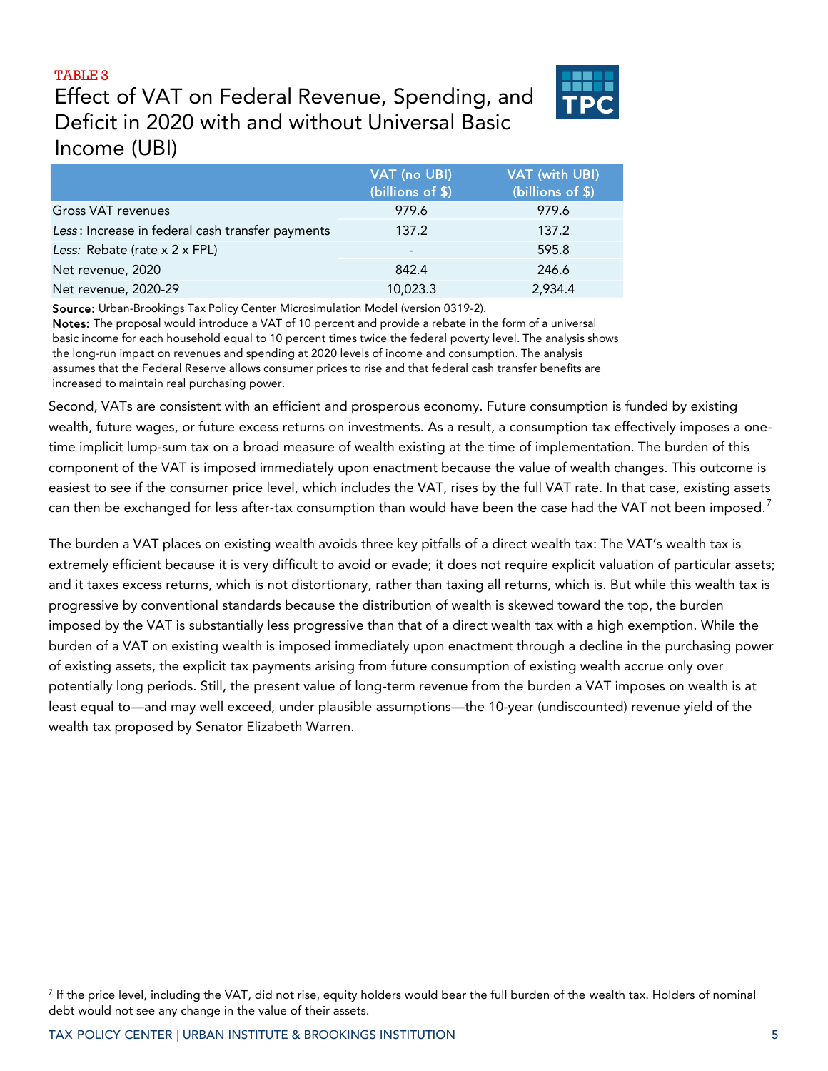**TABLE 3**

## Effect of VAT on Federal Revenue, Spending, and Deficit in 2020 with and without Universal Basic Income (UBI)

| | VAT (no UBI) (billions of $) | VAT (with UBI) (billions of $) |
|---|---|---|
| Gross VAT revenues | 979.6 | 979.6 |
| *Less*: Increase in federal cash transfer payments | 137.2 | 137.2 |
| *Less:* Rebate (rate x 2 x FPL) | - | 595.8 |
| Net revenue, 2020 | 842.4 | 246.6 |
| Net revenue, 2020-29 | 10,023.3 | 2,934.4 |

**Source:** Urban-Brookings Tax Policy Center Microsimulation Model (version 0319-2).
**Notes:** The proposal would introduce a VAT of 10 percent and provide a rebate in the form of a universal basic income for each household equal to 10 percent times twice the federal poverty level. The analysis shows the long-run impact on revenues and spending at 2020 levels of income and consumption. The analysis assumes that the Federal Reserve allows consumer prices to rise and that federal cash transfer benefits are increased to maintain real purchasing power.

Second, VATs are consistent with an efficient and prosperous economy. Future consumption is funded by existing wealth, future wages, or future excess returns on investments. As a result, a consumption tax effectively imposes a one-time implicit lump-sum tax on a broad measure of wealth existing at the time of implementation. The burden of this component of the VAT is imposed immediately upon enactment because the value of wealth changes. This outcome is easiest to see if the consumer price level, which includes the VAT, rises by the full VAT rate. In that case, existing assets can then be exchanged for less after-tax consumption than would have been the case had the VAT not been imposed.[7]

The burden a VAT places on existing wealth avoids three key pitfalls of a direct wealth tax: The VAT's wealth tax is extremely efficient because it is very difficult to avoid or evade; it does not require explicit valuation of particular assets; and it taxes excess returns, which is not distortionary, rather than taxing all returns, which is. But while this wealth tax is progressive by conventional standards because the distribution of wealth is skewed toward the top, the burden imposed by the VAT is substantially less progressive than that of a direct wealth tax with a high exemption. While the burden of a VAT on existing wealth is imposed immediately upon enactment through a decline in the purchasing power of existing assets, the explicit tax payments arising from future consumption of existing wealth accrue only over potentially long periods. Still, the present value of long-term revenue from the burden a VAT imposes on wealth is at least equal to—and may well exceed, under plausible assumptions—the 10-year (undiscounted) revenue yield of the wealth tax proposed by Senator Elizabeth Warren.

[7] If the price level, including the VAT, did not rise, equity holders would bear the full burden of the wealth tax. Holders of nominal debt would not see any change in the value of their assets.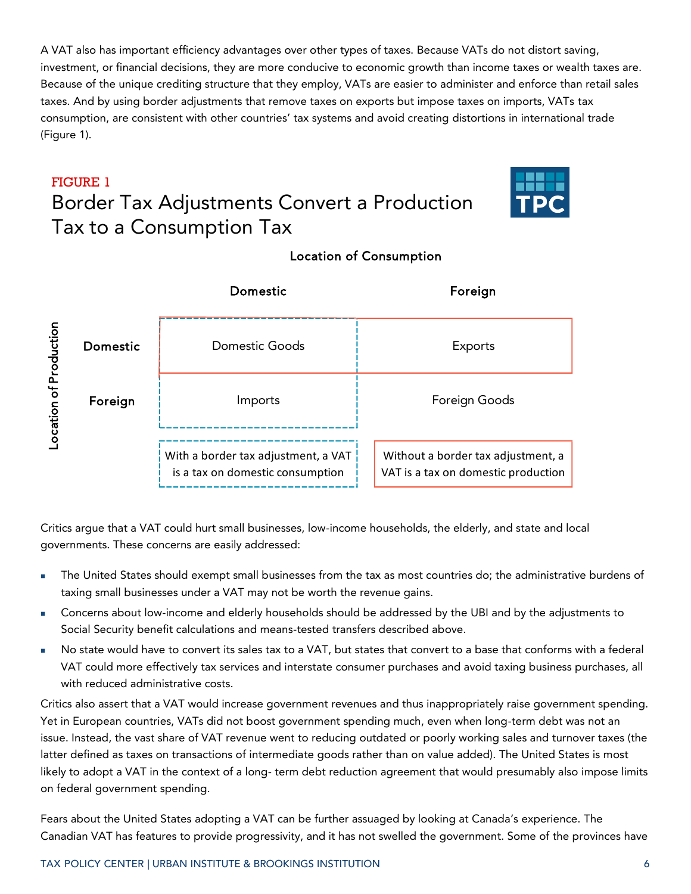A VAT also has important efficiency advantages over other types of taxes. Because VATs do not distort saving, investment, or financial decisions, they are more conducive to economic growth than income taxes or wealth taxes are. Because of the unique crediting structure that they employ, VATs are easier to administer and enforce than retail sales taxes. And by using border adjustments that remove taxes on exports but impose taxes on imports, VATs tax consumption, are consistent with other countries' tax systems and avoid creating distortions in international trade (Figure 1).

FIGURE 1

## Border Tax Adjustments Convert a Production Tax to a Consumption Tax

Location of Consumption

| Location of Production | Domestic | Foreign |
|---|---|---|
| **Domestic** | Domestic Goods | Exports |
| **Foreign** | Imports | Foreign Goods |
| | With a border tax adjustment, a VAT is a tax on domestic consumption | Without a border tax adjustment, a VAT is a tax on domestic production |

Critics argue that a VAT could hurt small businesses, low-income households, the elderly, and state and local governments. These concerns are easily addressed:

- The United States should exempt small businesses from the tax as most countries do; the administrative burdens of taxing small businesses under a VAT may not be worth the revenue gains.
- Concerns about low-income and elderly households should be addressed by the UBI and by the adjustments to Social Security benefit calculations and means-tested transfers described above.
- No state would have to convert its sales tax to a VAT, but states that convert to a base that conforms with a federal VAT could more effectively tax services and interstate consumer purchases and avoid taxing business purchases, all with reduced administrative costs.

Critics also assert that a VAT would increase government revenues and thus inappropriately raise government spending. Yet in European countries, VATs did not boost government spending much, even when long-term debt was not an issue. Instead, the vast share of VAT revenue went to reducing outdated or poorly working sales and turnover taxes (the latter defined as taxes on transactions of intermediate goods rather than on value added). The United States is most likely to adopt a VAT in the context of a long- term debt reduction agreement that would presumably also impose limits on federal government spending.

Fears about the United States adopting a VAT can be further assuaged by looking at Canada's experience. The Canadian VAT has features to provide progressivity, and it has not swelled the government. Some of the provinces have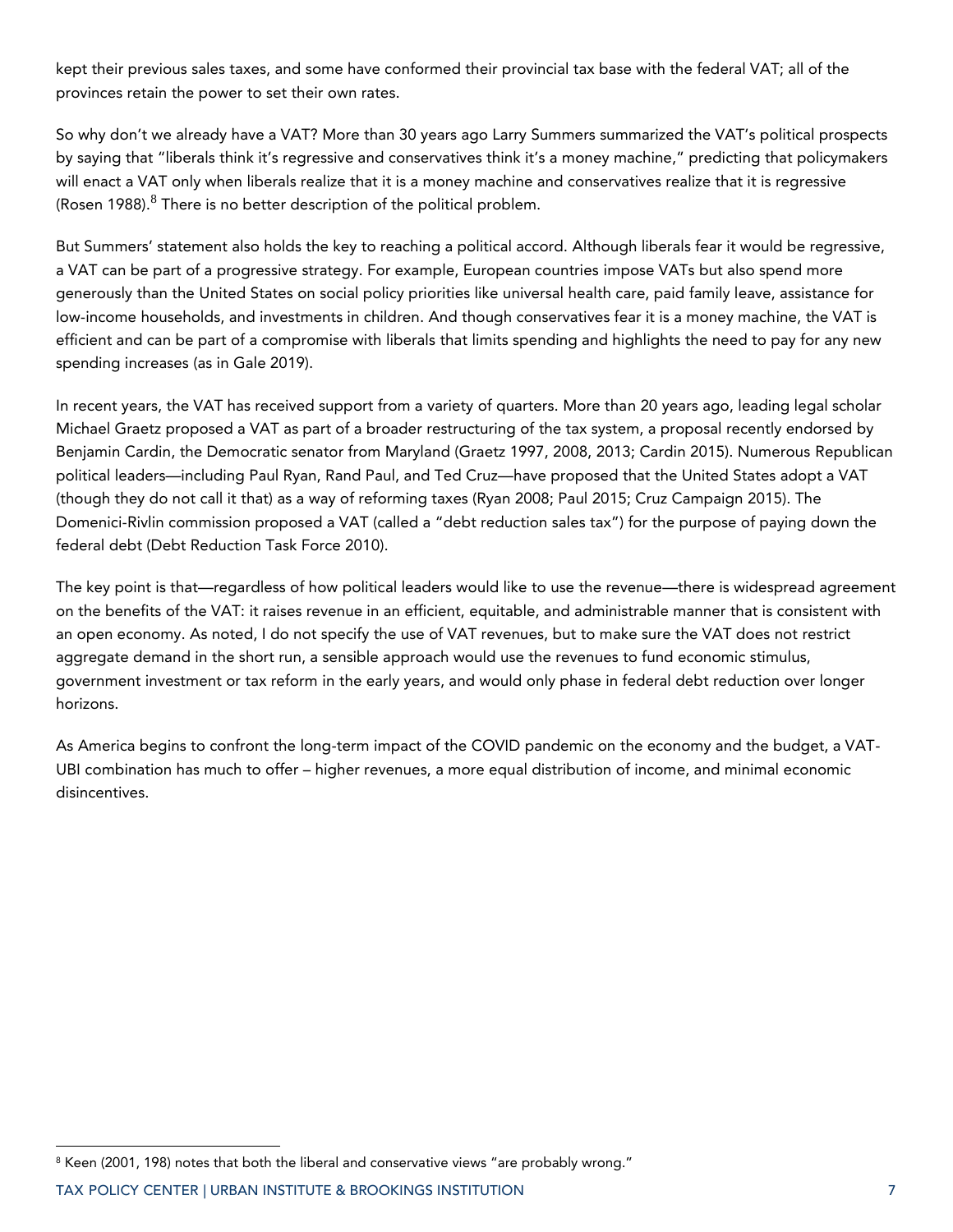kept their previous sales taxes, and some have conformed their provincial tax base with the federal VAT; all of the provinces retain the power to set their own rates.

So why don't we already have a VAT? More than 30 years ago Larry Summers summarized the VAT's political prospects by saying that "liberals think it's regressive and conservatives think it's a money machine," predicting that policymakers will enact a VAT only when liberals realize that it is a money machine and conservatives realize that it is regressive (Rosen 1988).[8] There is no better description of the political problem.

But Summers' statement also holds the key to reaching a political accord. Although liberals fear it would be regressive, a VAT can be part of a progressive strategy. For example, European countries impose VATs but also spend more generously than the United States on social policy priorities like universal health care, paid family leave, assistance for low-income households, and investments in children. And though conservatives fear it is a money machine, the VAT is efficient and can be part of a compromise with liberals that limits spending and highlights the need to pay for any new spending increases (as in Gale 2019).

In recent years, the VAT has received support from a variety of quarters. More than 20 years ago, leading legal scholar Michael Graetz proposed a VAT as part of a broader restructuring of the tax system, a proposal recently endorsed by Benjamin Cardin, the Democratic senator from Maryland (Graetz 1997, 2008, 2013; Cardin 2015). Numerous Republican political leaders—including Paul Ryan, Rand Paul, and Ted Cruz—have proposed that the United States adopt a VAT (though they do not call it that) as a way of reforming taxes (Ryan 2008; Paul 2015; Cruz Campaign 2015). The Domenici-Rivlin commission proposed a VAT (called a "debt reduction sales tax") for the purpose of paying down the federal debt (Debt Reduction Task Force 2010).

The key point is that—regardless of how political leaders would like to use the revenue—there is widespread agreement on the benefits of the VAT: it raises revenue in an efficient, equitable, and administrable manner that is consistent with an open economy. As noted, I do not specify the use of VAT revenues, but to make sure the VAT does not restrict aggregate demand in the short run, a sensible approach would use the revenues to fund economic stimulus, government investment or tax reform in the early years, and would only phase in federal debt reduction over longer horizons.

As America begins to confront the long-term impact of the COVID pandemic on the economy and the budget, a VAT-UBI combination has much to offer – higher revenues, a more equal distribution of income, and minimal economic disincentives.

[8] Keen (2001, 198) notes that both the liberal and conservative views "are probably wrong."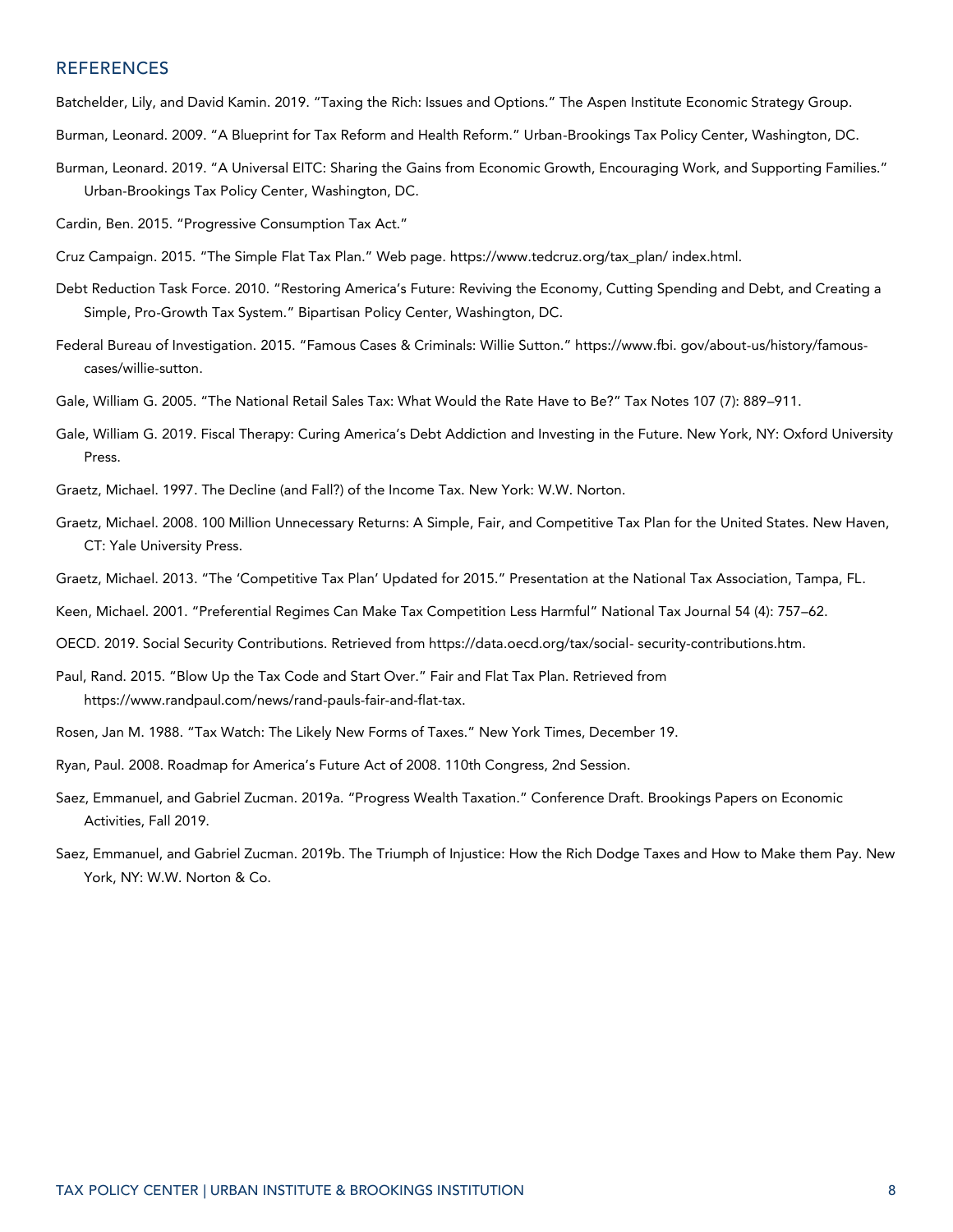## REFERENCES

Batchelder, Lily, and David Kamin. 2019. "Taxing the Rich: Issues and Options." The Aspen Institute Economic Strategy Group.

Burman, Leonard. 2009. "A Blueprint for Tax Reform and Health Reform." Urban-Brookings Tax Policy Center, Washington, DC.

Burman, Leonard. 2019. "A Universal EITC: Sharing the Gains from Economic Growth, Encouraging Work, and Supporting Families." Urban-Brookings Tax Policy Center, Washington, DC.

Cardin, Ben. 2015. "Progressive Consumption Tax Act."

Cruz Campaign. 2015. "The Simple Flat Tax Plan." Web page. https://www.tedcruz.org/tax_plan/ index.html.

Debt Reduction Task Force. 2010. "Restoring America's Future: Reviving the Economy, Cutting Spending and Debt, and Creating a Simple, Pro-Growth Tax System." Bipartisan Policy Center, Washington, DC.

Federal Bureau of Investigation. 2015. "Famous Cases & Criminals: Willie Sutton." https://www.fbi. gov/about-us/history/famous-cases/willie-sutton.

Gale, William G. 2005. "The National Retail Sales Tax: What Would the Rate Have to Be?" Tax Notes 107 (7): 889–911.

Gale, William G. 2019. Fiscal Therapy: Curing America's Debt Addiction and Investing in the Future. New York, NY: Oxford University Press.

Graetz, Michael. 1997. The Decline (and Fall?) of the Income Tax. New York: W.W. Norton.

Graetz, Michael. 2008. 100 Million Unnecessary Returns: A Simple, Fair, and Competitive Tax Plan for the United States. New Haven, CT: Yale University Press.

Graetz, Michael. 2013. "The 'Competitive Tax Plan' Updated for 2015." Presentation at the National Tax Association, Tampa, FL.

Keen, Michael. 2001. "Preferential Regimes Can Make Tax Competition Less Harmful" National Tax Journal 54 (4): 757–62.

OECD. 2019. Social Security Contributions. Retrieved from https://data.oecd.org/tax/social- security-contributions.htm.

Paul, Rand. 2015. "Blow Up the Tax Code and Start Over." Fair and Flat Tax Plan. Retrieved from https://www.randpaul.com/news/rand-pauls-fair-and-flat-tax.

Rosen, Jan M. 1988. "Tax Watch: The Likely New Forms of Taxes." New York Times, December 19.

Ryan, Paul. 2008. Roadmap for America's Future Act of 2008. 110th Congress, 2nd Session.

Saez, Emmanuel, and Gabriel Zucman. 2019a. "Progress Wealth Taxation." Conference Draft. Brookings Papers on Economic Activities, Fall 2019.

Saez, Emmanuel, and Gabriel Zucman. 2019b. The Triumph of Injustice: How the Rich Dodge Taxes and How to Make them Pay. New York, NY: W.W. Norton & Co.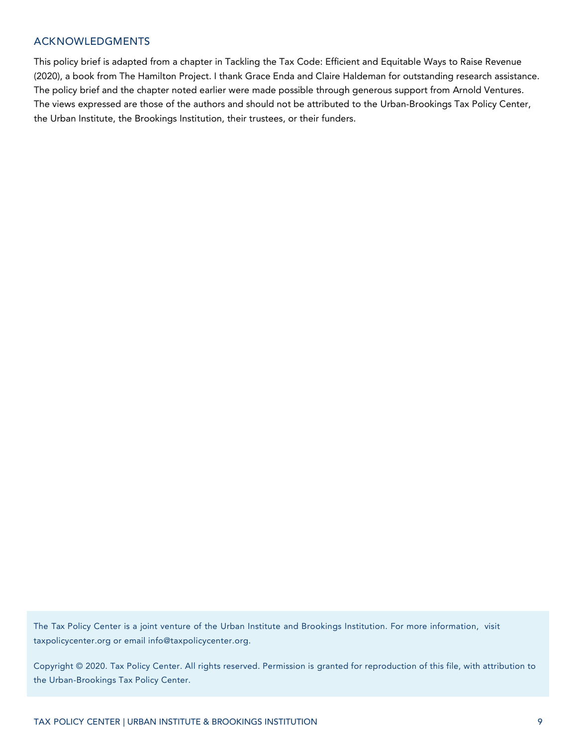## ACKNOWLEDGMENTS

This policy brief is adapted from a chapter in Tackling the Tax Code: Efficient and Equitable Ways to Raise Revenue (2020), a book from The Hamilton Project. I thank Grace Enda and Claire Haldeman for outstanding research assistance. The policy brief and the chapter noted earlier were made possible through generous support from Arnold Ventures. The views expressed are those of the authors and should not be attributed to the Urban-Brookings Tax Policy Center, the Urban Institute, the Brookings Institution, their trustees, or their funders.

The Tax Policy Center is a joint venture of the Urban Institute and Brookings Institution. For more information, visit taxpolicycenter.org or email info@taxpolicycenter.org.

Copyright © 2020. Tax Policy Center. All rights reserved. Permission is granted for reproduction of this file, with attribution to the Urban-Brookings Tax Policy Center.